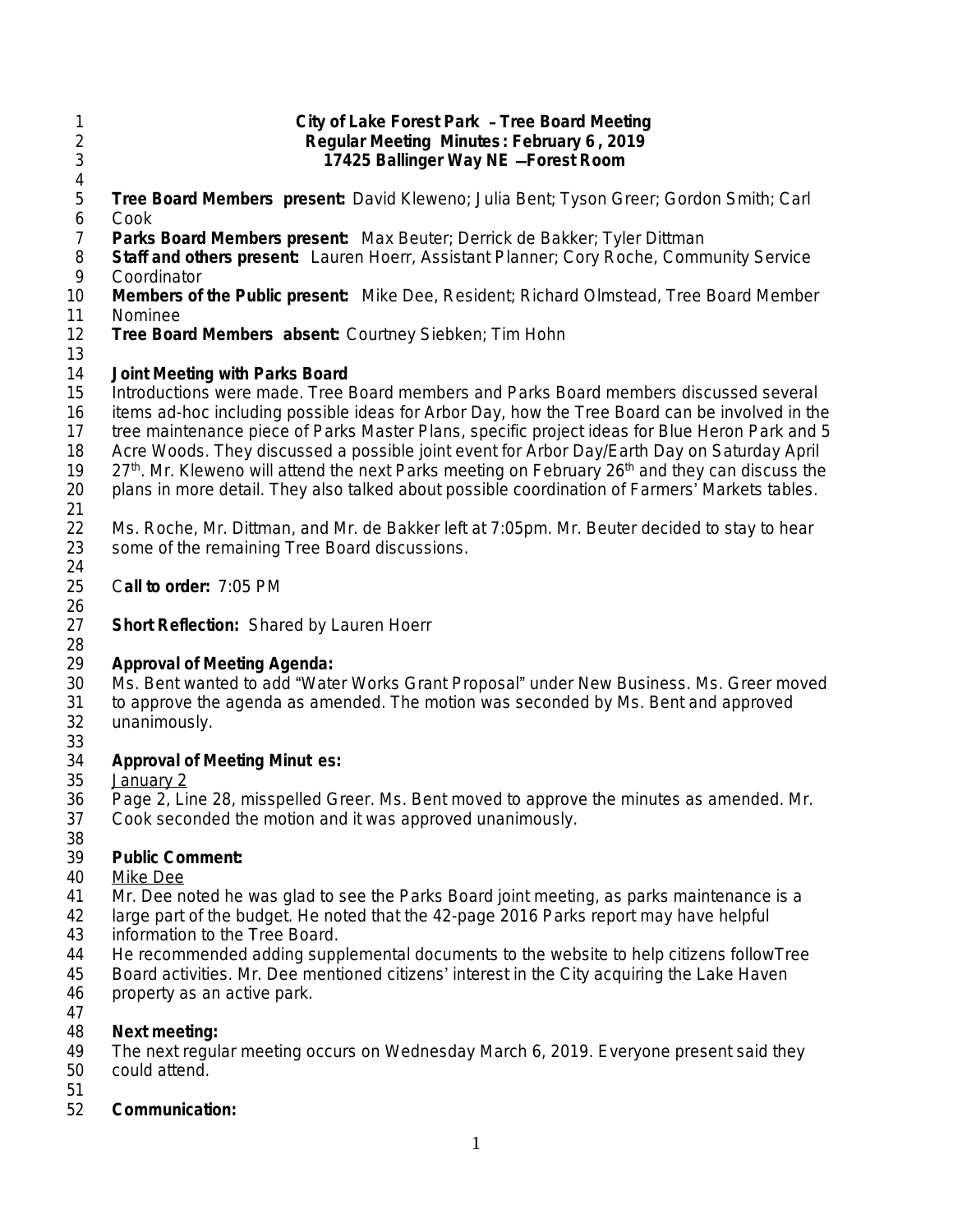**City of Lake Forest Park – Tree Board Meeting**
**Regular Meeting Minutes: February 6, 2019**
**17425 Ballinger Way NE – Forest Room**

**Tree Board Members present:** David Kleweno; Julia Bent; Tyson Greer; Gordon Smith; Carl Cook
**Parks Board Members present:** Max Beuter; Derrick de Bakker; Tyler Dittman
**Staff and others present:** Lauren Hoerr, Assistant Planner; Cory Roche, Community Service Coordinator
**Members of the Public present:** Mike Dee, Resident; Richard Olmstead, Tree Board Member Nominee
**Tree Board Members absent:** Courtney Siebken; Tim Hohn

**Joint Meeting with Parks Board**
Introductions were made. Tree Board members and Parks Board members discussed several items ad-hoc including possible ideas for Arbor Day, how the Tree Board can be involved in the tree maintenance piece of Parks Master Plans, specific project ideas for Blue Heron Park and 5 Acre Woods. They discussed a possible joint event for Arbor Day/Earth Day on Saturday April 27th. Mr. Kleweno will attend the next Parks meeting on February 26th and they can discuss the plans in more detail. They also talked about possible coordination of Farmers' Markets tables.

Ms. Roche, Mr. Dittman, and Mr. de Bakker left at 7:05pm. Mr. Beuter decided to stay to hear some of the remaining Tree Board discussions.

**Call to order:** 7:05 PM

**Short Reflection:** Shared by Lauren Hoerr

**Approval of Meeting Agenda:**
Ms. Bent wanted to add "Water Works Grant Proposal" under New Business. Ms. Greer moved to approve the agenda as amended. The motion was seconded by Ms. Bent and approved unanimously.

**Approval of Meeting Minutes:**
January 2
Page 2, Line 28, misspelled Greer. Ms. Bent moved to approve the minutes as amended. Mr. Cook seconded the motion and it was approved unanimously.

**Public Comment:**
Mike Dee
Mr. Dee noted he was glad to see the Parks Board joint meeting, as parks maintenance is a large part of the budget. He noted that the 42-page 2016 Parks report may have helpful information to the Tree Board.
He recommended adding supplemental documents to the website to help citizens followTree Board activities. Mr. Dee mentioned citizens' interest in the City acquiring the Lake Haven property as an active park.

**Next meeting:**
The next regular meeting occurs on Wednesday March 6, 2019. Everyone present said they could attend.

**Communication:**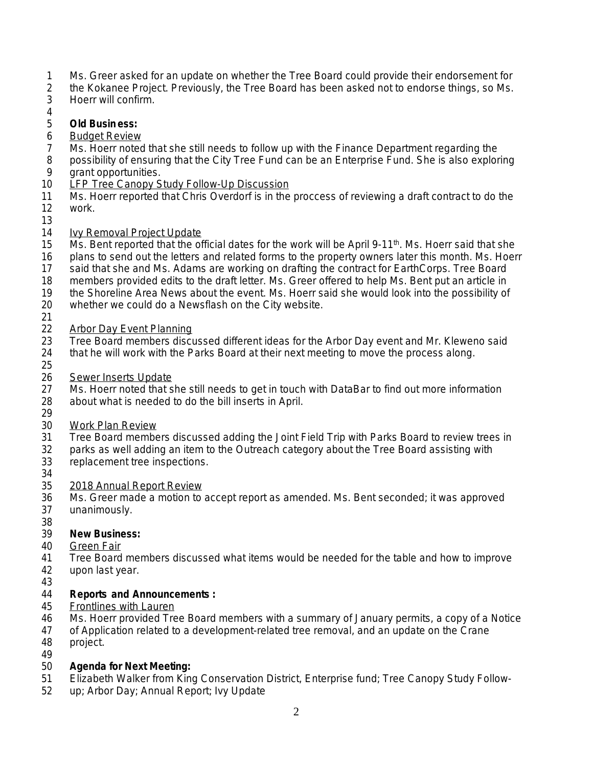Ms. Greer asked for an update on whether the Tree Board could provide their endorsement for the Kokanee Project. Previously, the Tree Board has been asked not to endorse things, so Ms. Hoerr will confirm.

**Old Business:**

Budget Review

Ms. Hoerr noted that she still needs to follow up with the Finance Department regarding the possibility of ensuring that the City Tree Fund can be an Enterprise Fund. She is also exploring grant opportunities.

LFP Tree Canopy Study Follow-Up Discussion

Ms. Hoerr reported that Chris Overdorf is in the proccess of reviewing a draft contract to do the work.

Ivy Removal Project Update

Ms. Bent reported that the official dates for the work will be April 9-11th. Ms. Hoerr said that she plans to send out the letters and related forms to the property owners later this month. Ms. Hoerr said that she and Ms. Adams are working on drafting the contract for EarthCorps. Tree Board members provided edits to the draft letter. Ms. Greer offered to help Ms. Bent put an article in the Shoreline Area News about the event. Ms. Hoerr said she would look into the possibility of whether we could do a Newsflash on the City website.

Arbor Day Event Planning

Tree Board members discussed different ideas for the Arbor Day event and Mr. Kleweno said that he will work with the Parks Board at their next meeting to move the process along.

Sewer Inserts Update

Ms. Hoerr noted that she still needs to get in touch with DataBar to find out more information about what is needed to do the bill inserts in April.

Work Plan Review

Tree Board members discussed adding the Joint Field Trip with Parks Board to review trees in parks as well adding an item to the Outreach category about the Tree Board assisting with replacement tree inspections.

2018 Annual Report Review

Ms. Greer made a motion to accept report as amended. Ms. Bent seconded; it was approved unanimously.

**New Business:**

Green Fair

Tree Board members discussed what items would be needed for the table and how to improve upon last year.

**Reports and Announcements :**

Frontlines with Lauren

Ms. Hoerr provided Tree Board members with a summary of January permits, a copy of a Notice of Application related to a development-related tree removal, and an update on the Crane project.

**Agenda for Next Meeting:**

Elizabeth Walker from King Conservation District, Enterprise fund; Tree Canopy Study Follow-up; Arbor Day; Annual Report; Ivy Update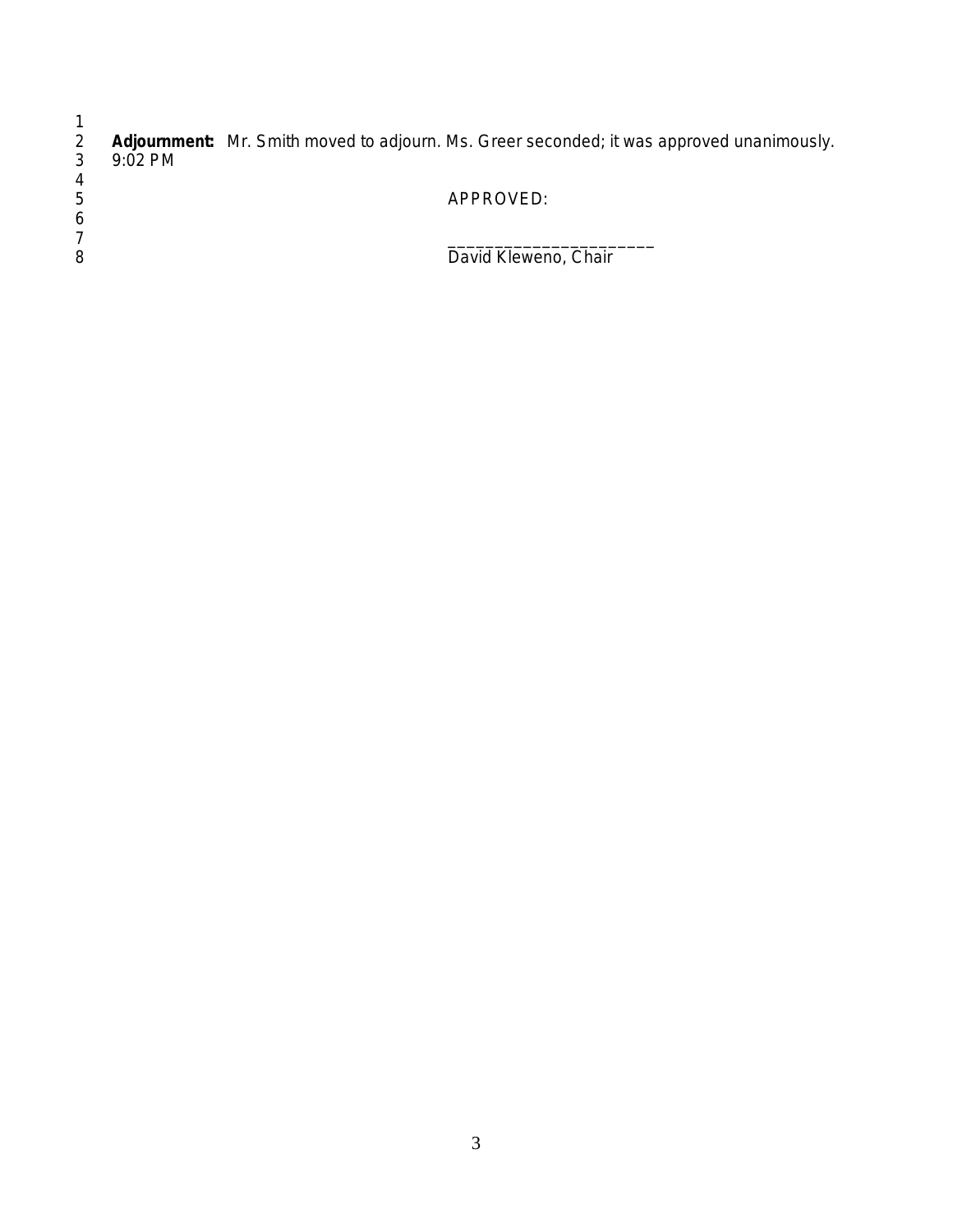**Adjournment:** Mr. Smith moved to adjourn. Ms. Greer seconded; it was approved unanimously. 9:02 PM

APPROVED:

______________________

David Kleweno, Chair